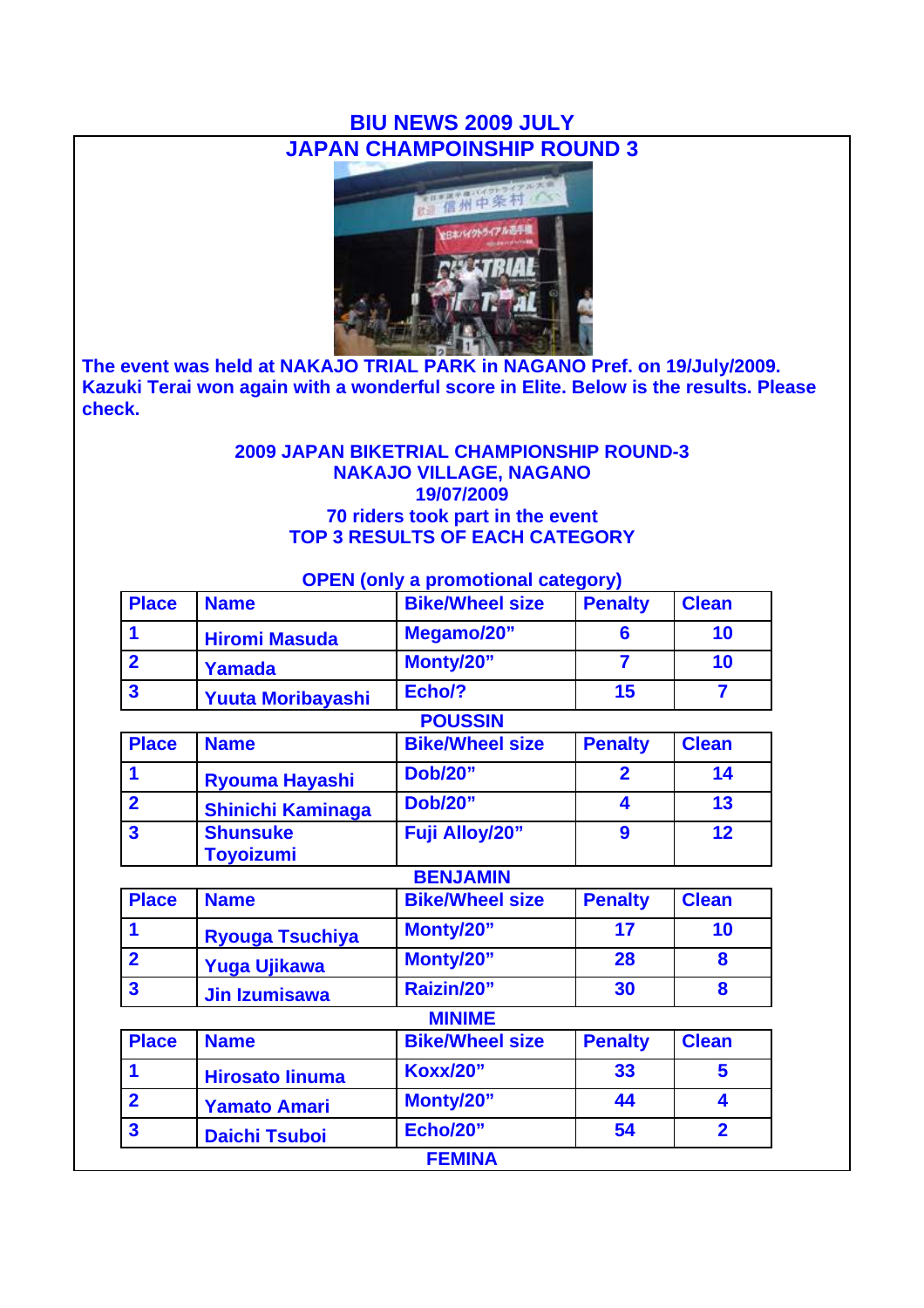# BIU NEWS 2009 JULY

## JAPAN CHAMPOINSHIP ROUND 3

The event was held at NAKAJO TRIAL PARK in NAGANO Pref. on 19/July/2009. Kazuki Terai won again with a wonderful score in Elite. Below is the results. Please check.

**2009 JAPAN BIKETRIAL CHAMPIONSHIP ROUND-3**
**NAKAJO VILLAGE, NAGANO**
**19/07/2009**
**70 riders took part in the event**
**TOP 3 RESULTS OF EACH CATEGORY**

### OPEN (only a promotional category)

| Place | Name | Bike/Wheel size | Penalty | Clean |
|---|---|---|---|---|
| 1 | Hiromi Masuda | Megamo/20” | 6 | 10 |
| 2 | Yamada | Monty/20” | 7 | 10 |
| 3 | Yuuta Moribayashi | Echo/? | 15 | 7 |

### POUSSIN

| Place | Name | Bike/Wheel size | Penalty | Clean |
|---|---|---|---|---|
| 1 | Ryouma Hayashi | Dob/20” | 2 | 14 |
| 2 | Shinichi Kaminaga | Dob/20” | 4 | 13 |
| 3 | Shunsuke Toyoizumi | Fuji Alloy/20” | 9 | 12 |

### BENJAMIN

| Place | Name | Bike/Wheel size | Penalty | Clean |
|---|---|---|---|---|
| 1 | Ryouga Tsuchiya | Monty/20” | 17 | 10 |
| 2 | Yuga Ujikawa | Monty/20” | 28 | 8 |
| 3 | Jin Izumisawa | Raizin/20” | 30 | 8 |

### MINIME

| Place | Name | Bike/Wheel size | Penalty | Clean |
|---|---|---|---|---|
| 1 | Hirosato Iinuma | Koxx/20” | 33 | 5 |
| 2 | Yamato Amari | Monty/20” | 44 | 4 |
| 3 | Daichi Tsuboi | Echo/20” | 54 | 2 |

### FEMINA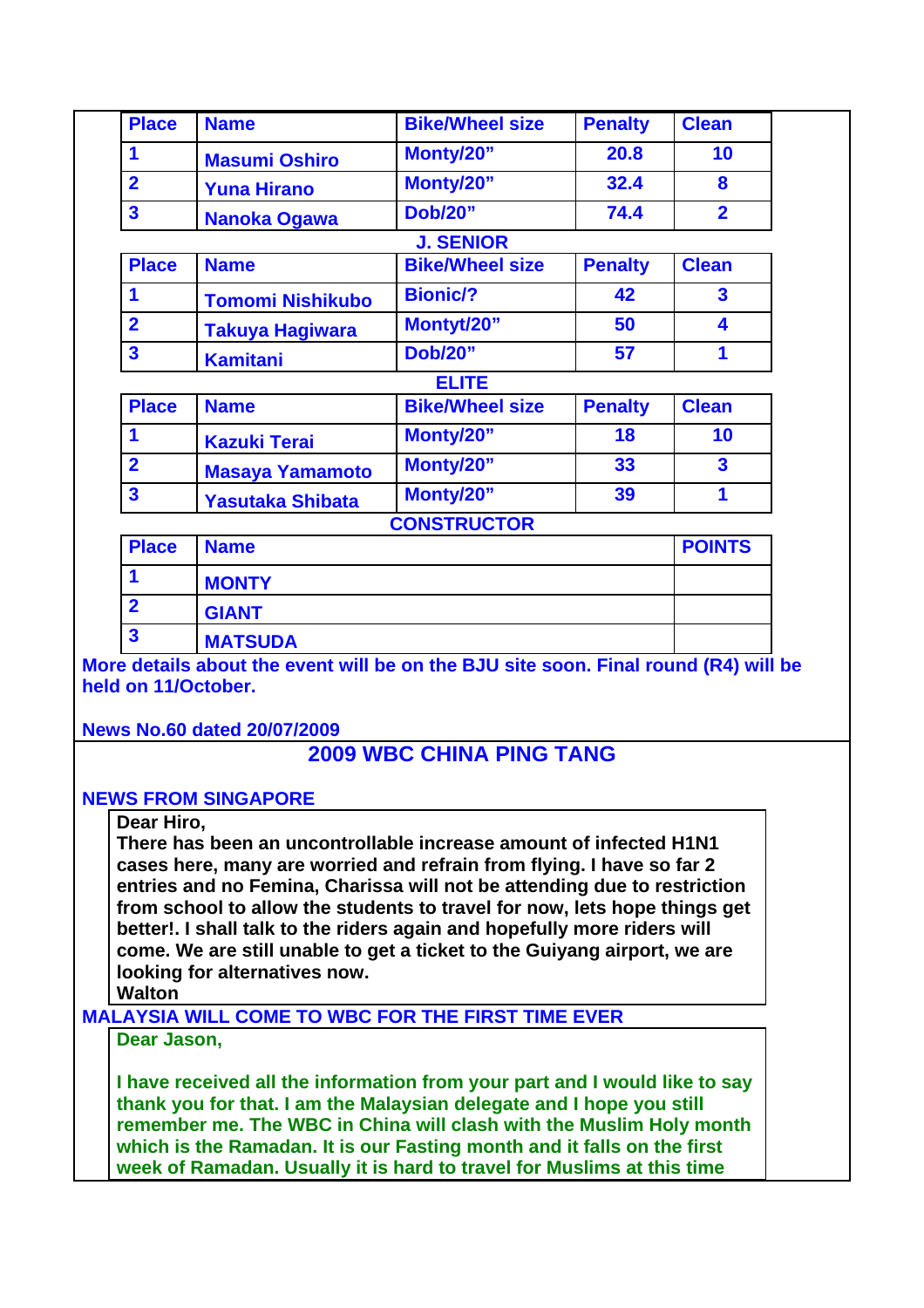| Place | Name | Bike/Wheel size | Penalty | Clean |
|---|---|---|---|---|
| 1 | Masumi Oshiro | Monty/20" | 20.8 | 10 |
| 2 | Yuna Hirano | Monty/20" | 32.4 | 8 |
| 3 | Nanoka Ogawa | Dob/20" | 74.4 | 2 |

**J. SENIOR**

| Place | Name | Bike/Wheel size | Penalty | Clean |
|---|---|---|---|---|
| 1 | Tomomi Nishikubo | Bionic/? | 42 | 3 |
| 2 | Takuya Hagiwara | Montyt/20" | 50 | 4 |
| 3 | Kamitani | Dob/20" | 57 | 1 |

**ELITE**

| Place | Name | Bike/Wheel size | Penalty | Clean |
|---|---|---|---|---|
| 1 | Kazuki Terai | Monty/20" | 18 | 10 |
| 2 | Masaya Yamamoto | Monty/20" | 33 | 3 |
| 3 | Yasutaka Shibata | Monty/20" | 39 | 1 |

**CONSTRUCTOR**

| Place | Name | POINTS |
|---|---|---|
| 1 | MONTY | |
| 2 | GIANT | |
| 3 | MATSUDA | |

**More details about the event will be on the BJU site soon. Final round (R4) will be held on 11/October.**

**News No.60 dated 20/07/2009**

## 2009 WBC CHINA PING TANG

**NEWS FROM SINGAPORE**

**Dear Hiro,**
**There has been an uncontrollable increase amount of infected H1N1 cases here, many are worried and refrain from flying. I have so far 2 entries and no Femina, Charissa will not be attending due to restriction from school to allow the students to travel for now, lets hope things get better!. I shall talk to the riders again and hopefully more riders will come. We are still unable to get a ticket to the Guiyang airport, we are looking for alternatives now.**
**Walton**

**MALAYSIA WILL COME TO WBC FOR THE FIRST TIME EVER**

**Dear Jason,**

**I have received all the information from your part and I would like to say thank you for that. I am the Malaysian delegate and I hope you still remember me. The WBC in China will clash with the Muslim Holy month which is the Ramadan. It is our Fasting month and it falls on the first week of Ramadan. Usually it is hard to travel for Muslims at this time**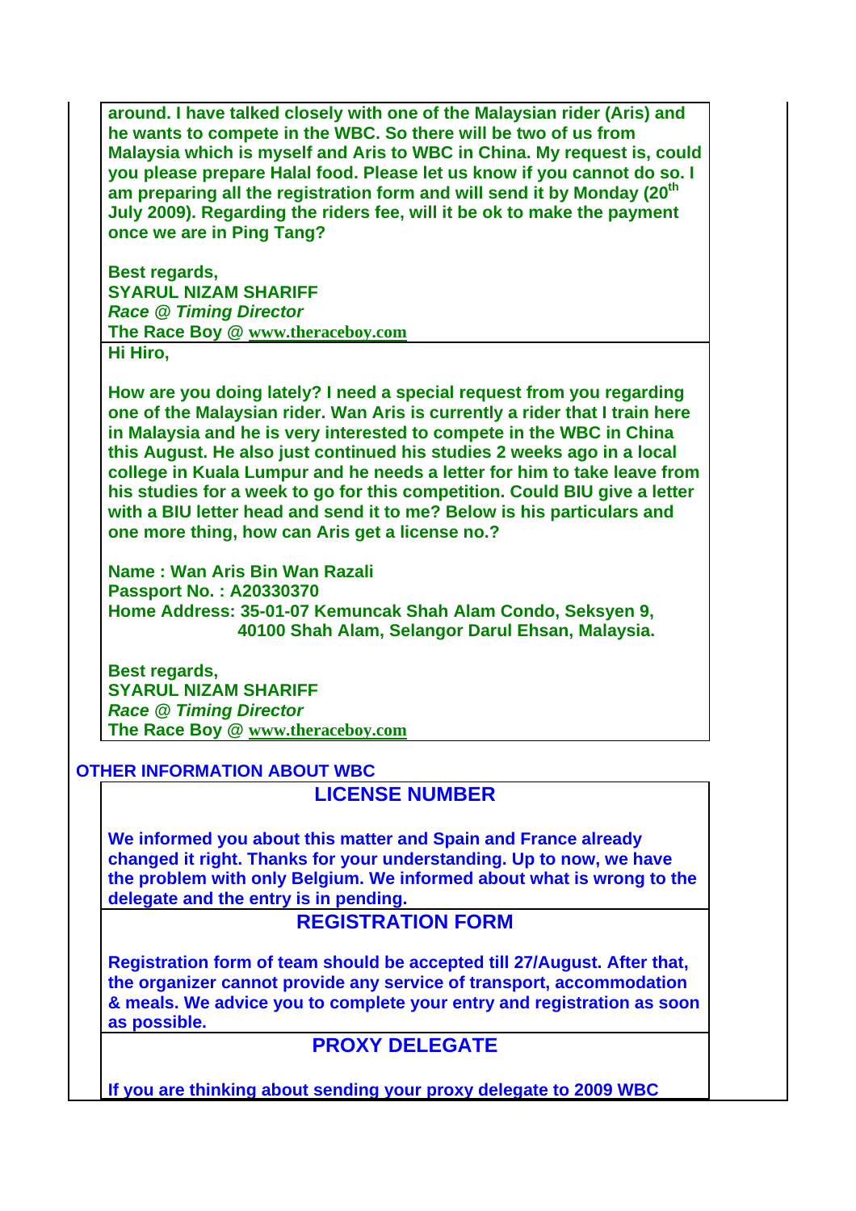**around. I have talked closely with one of the Malaysian rider (Aris) and he wants to compete in the WBC. So there will be two of us from Malaysia which is myself and Aris to WBC in China. My request is, could you please prepare Halal food. Please let us know if you cannot do so. I am preparing all the registration form and will send it by Monday (20th July 2009). Regarding the riders fee, will it be ok to make the payment once we are in Ping Tang?**

**Best regards,**
**SYARUL NIZAM SHARIFF**
***Race @ Timing Director***
**The Race Boy @ www.theraceboy.com**

**Hi Hiro,**

**How are you doing lately? I need a special request from you regarding one of the Malaysian rider. Wan Aris is currently a rider that I train here in Malaysia and he is very interested to compete in the WBC in China this August. He also just continued his studies 2 weeks ago in a local college in Kuala Lumpur and he needs a letter for him to take leave from his studies for a week to go for this competition. Could BIU give a letter with a BIU letter head and send it to me? Below is his particulars and one more thing, how can Aris get a license no.?**

**Name : Wan Aris Bin Wan Razali**
**Passport No. : A20330370**
**Home Address: 35-01-07 Kemuncak Shah Alam Condo, Seksyen 9, 40100 Shah Alam, Selangor Darul Ehsan, Malaysia.**

**Best regards,**
**SYARUL NIZAM SHARIFF**
***Race @ Timing Director***
**The Race Boy @ www.theraceboy.com**

## OTHER INFORMATION ABOUT WBC

### LICENSE NUMBER

**We informed you about this matter and Spain and France already changed it right. Thanks for your understanding. Up to now, we have the problem with only Belgium. We informed about what is wrong to the delegate and the entry is in pending.**

### REGISTRATION FORM

**Registration form of team should be accepted till 27/August. After that, the organizer cannot provide any service of transport, accommodation & meals. We advice you to complete your entry and registration as soon as possible.**

### PROXY DELEGATE

**If you are thinking about sending your proxy delegate to 2009 WBC**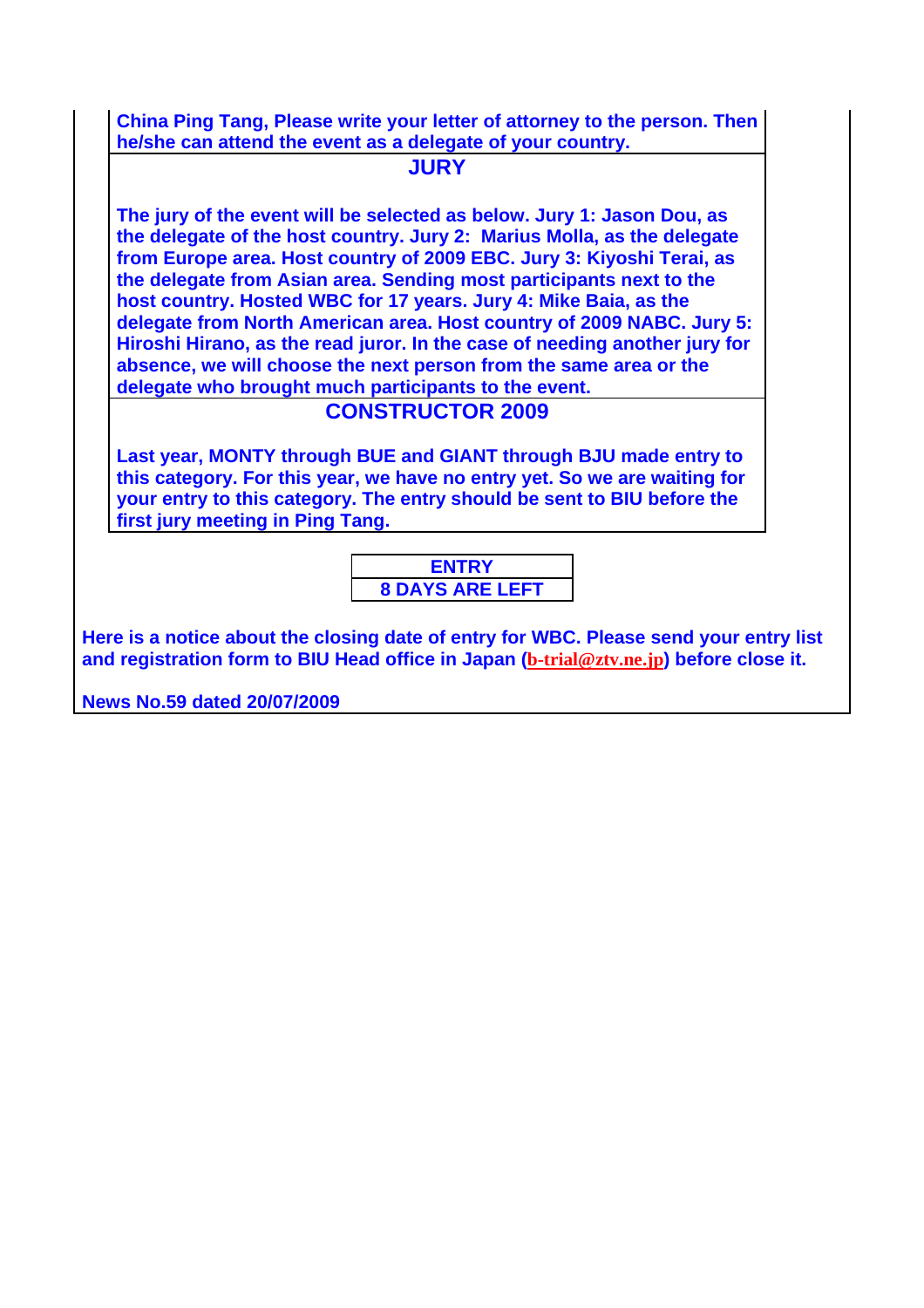China Ping Tang, Please write your letter of attorney to the person. Then he/she can attend the event as a delegate of your country.

## JURY

The jury of the event will be selected as below. Jury 1: Jason Dou, as the delegate of the host country. Jury 2: Marius Molla, as the delegate from Europe area. Host country of 2009 EBC. Jury 3: Kiyoshi Terai, as the delegate from Asian area. Sending most participants next to the host country. Hosted WBC for 17 years. Jury 4: Mike Baia, as the delegate from North American area. Host country of 2009 NABC. Jury 5: Hiroshi Hirano, as the read juror. In the case of needing another jury for absence, we will choose the next person from the same area or the delegate who brought much participants to the event.

## CONSTRUCTOR 2009

Last year, MONTY through BUE and GIANT through BJU made entry to this category. For this year, we have no entry yet. So we are waiting for your entry to this category. The entry should be sent to BIU before the first jury meeting in Ping Tang.

| ENTRY |
| --- |
| 8 DAYS ARE LEFT |

Here is a notice about the closing date of entry for WBC. Please send your entry list and registration form to BIU Head office in Japan (b-trial@ztv.ne.jp) before close it.

News No.59 dated 20/07/2009